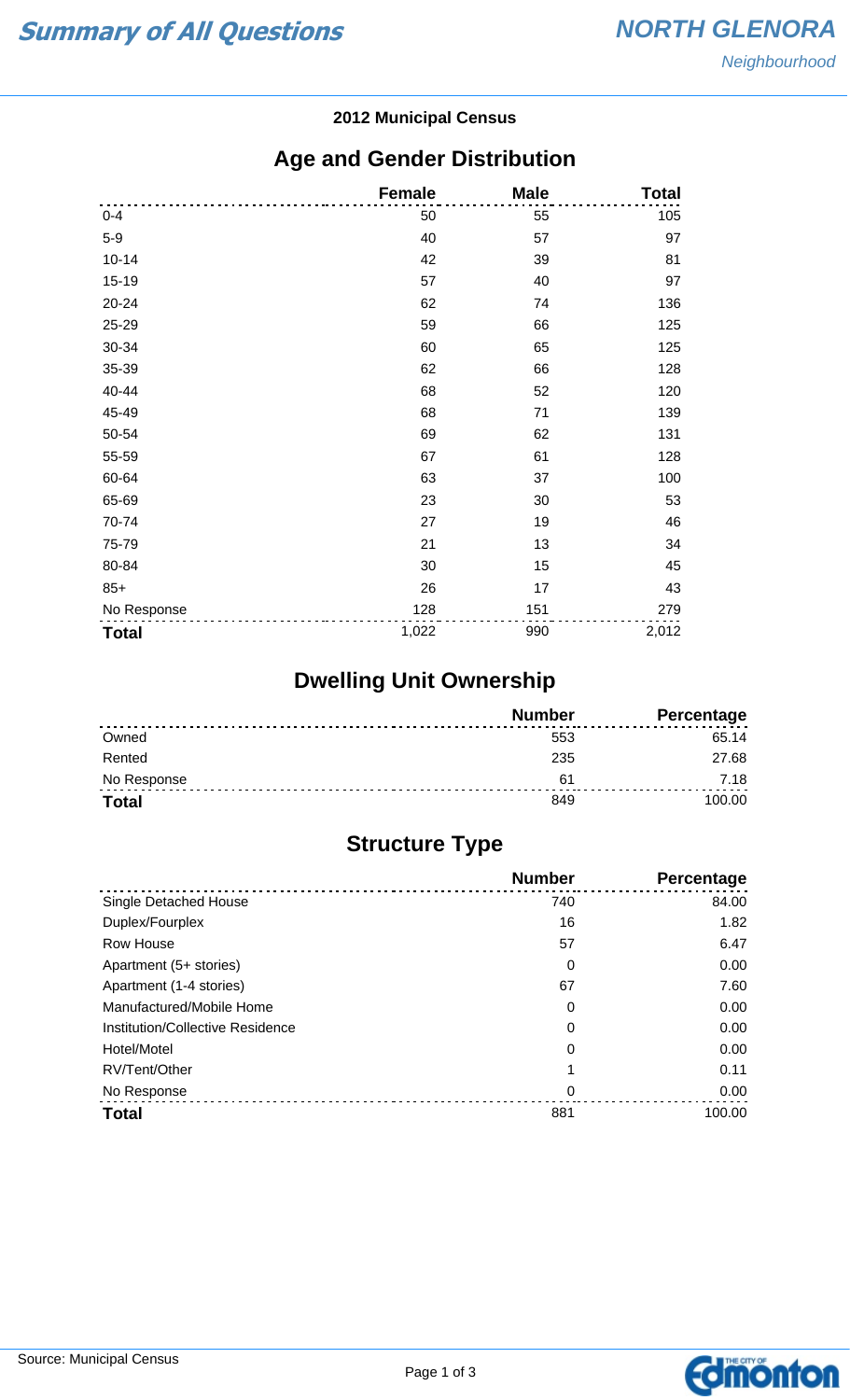# Summary of All Questions

## NORTH GLENORA

*Neighbourhood*

**2012 Municipal Census**

## Age and Gender Distribution

| | Female | Male | Total |
|---|---|---|---|
| 0-4 | 50 | 55 | 105 |
| 5-9 | 40 | 57 | 97 |
| 10-14 | 42 | 39 | 81 |
| 15-19 | 57 | 40 | 97 |
| 20-24 | 62 | 74 | 136 |
| 25-29 | 59 | 66 | 125 |
| 30-34 | 60 | 65 | 125 |
| 35-39 | 62 | 66 | 128 |
| 40-44 | 68 | 52 | 120 |
| 45-49 | 68 | 71 | 139 |
| 50-54 | 69 | 62 | 131 |
| 55-59 | 67 | 61 | 128 |
| 60-64 | 63 | 37 | 100 |
| 65-69 | 23 | 30 | 53 |
| 70-74 | 27 | 19 | 46 |
| 75-79 | 21 | 13 | 34 |
| 80-84 | 30 | 15 | 45 |
| 85+ | 26 | 17 | 43 |
| No Response | 128 | 151 | 279 |
| **Total** | 1,022 | 990 | 2,012 |

## Dwelling Unit Ownership

| | Number | Percentage |
|---|---|---|
| Owned | 553 | 65.14 |
| Rented | 235 | 27.68 |
| No Response | 61 | 7.18 |
| **Total** | 849 | 100.00 |

## Structure Type

| | Number | Percentage |
|---|---|---|
| Single Detached House | 740 | 84.00 |
| Duplex/Fourplex | 16 | 1.82 |
| Row House | 57 | 6.47 |
| Apartment (5+ stories) | 0 | 0.00 |
| Apartment (1-4 stories) | 67 | 7.60 |
| Manufactured/Mobile Home | 0 | 0.00 |
| Institution/Collective Residence | 0 | 0.00 |
| Hotel/Motel | 0 | 0.00 |
| RV/Tent/Other | 1 | 0.11 |
| No Response | 0 | 0.00 |
| **Total** | 881 | 100.00 |

Source: Municipal Census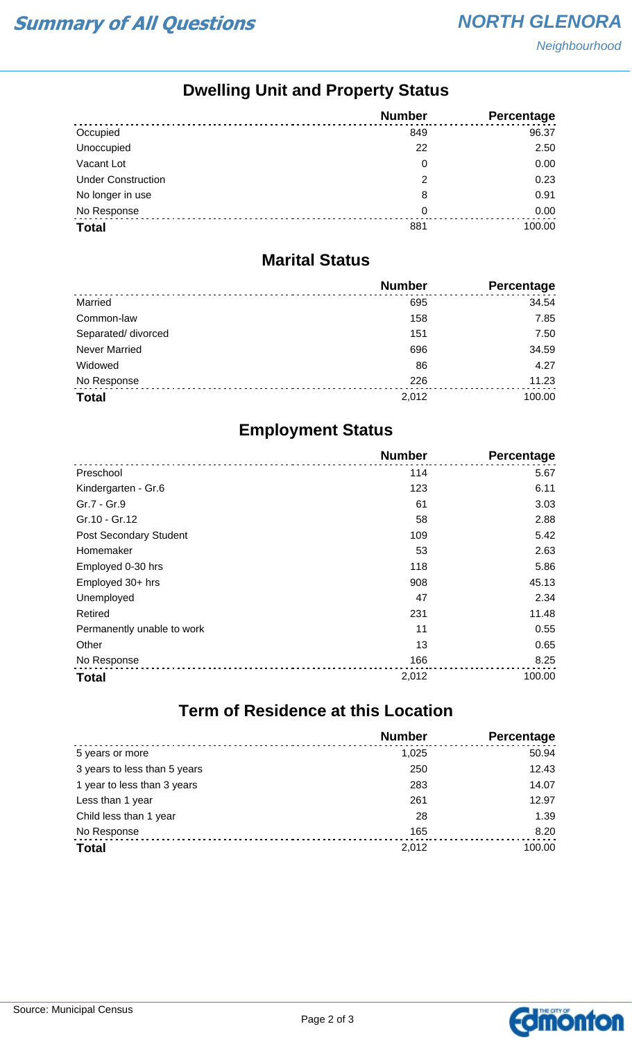# Summary of All Questions

## NORTH GLENORA
*Neighbourhood*

## Dwelling Unit and Property Status

| | Number | Percentage |
|---|---|---|
| Occupied | 849 | 96.37 |
| Unoccupied | 22 | 2.50 |
| Vacant Lot | 0 | 0.00 |
| Under Construction | 2 | 0.23 |
| No longer in use | 8 | 0.91 |
| No Response | 0 | 0.00 |
| **Total** | 881 | 100.00 |

## Marital Status

| | Number | Percentage |
|---|---|---|
| Married | 695 | 34.54 |
| Common-law | 158 | 7.85 |
| Separated/ divorced | 151 | 7.50 |
| Never Married | 696 | 34.59 |
| Widowed | 86 | 4.27 |
| No Response | 226 | 11.23 |
| **Total** | 2,012 | 100.00 |

## Employment Status

| | Number | Percentage |
|---|---|---|
| Preschool | 114 | 5.67 |
| Kindergarten - Gr.6 | 123 | 6.11 |
| Gr.7 - Gr.9 | 61 | 3.03 |
| Gr.10 - Gr.12 | 58 | 2.88 |
| Post Secondary Student | 109 | 5.42 |
| Homemaker | 53 | 2.63 |
| Employed 0-30 hrs | 118 | 5.86 |
| Employed 30+ hrs | 908 | 45.13 |
| Unemployed | 47 | 2.34 |
| Retired | 231 | 11.48 |
| Permanently unable to work | 11 | 0.55 |
| Other | 13 | 0.65 |
| No Response | 166 | 8.25 |
| **Total** | 2,012 | 100.00 |

## Term of Residence at this Location

| | Number | Percentage |
|---|---|---|
| 5 years or more | 1,025 | 50.94 |
| 3 years to less than 5 years | 250 | 12.43 |
| 1 year to less than 3 years | 283 | 14.07 |
| Less than 1 year | 261 | 12.97 |
| Child less than 1 year | 28 | 1.39 |
| No Response | 165 | 8.20 |
| **Total** | 2,012 | 100.00 |

Source: Municipal Census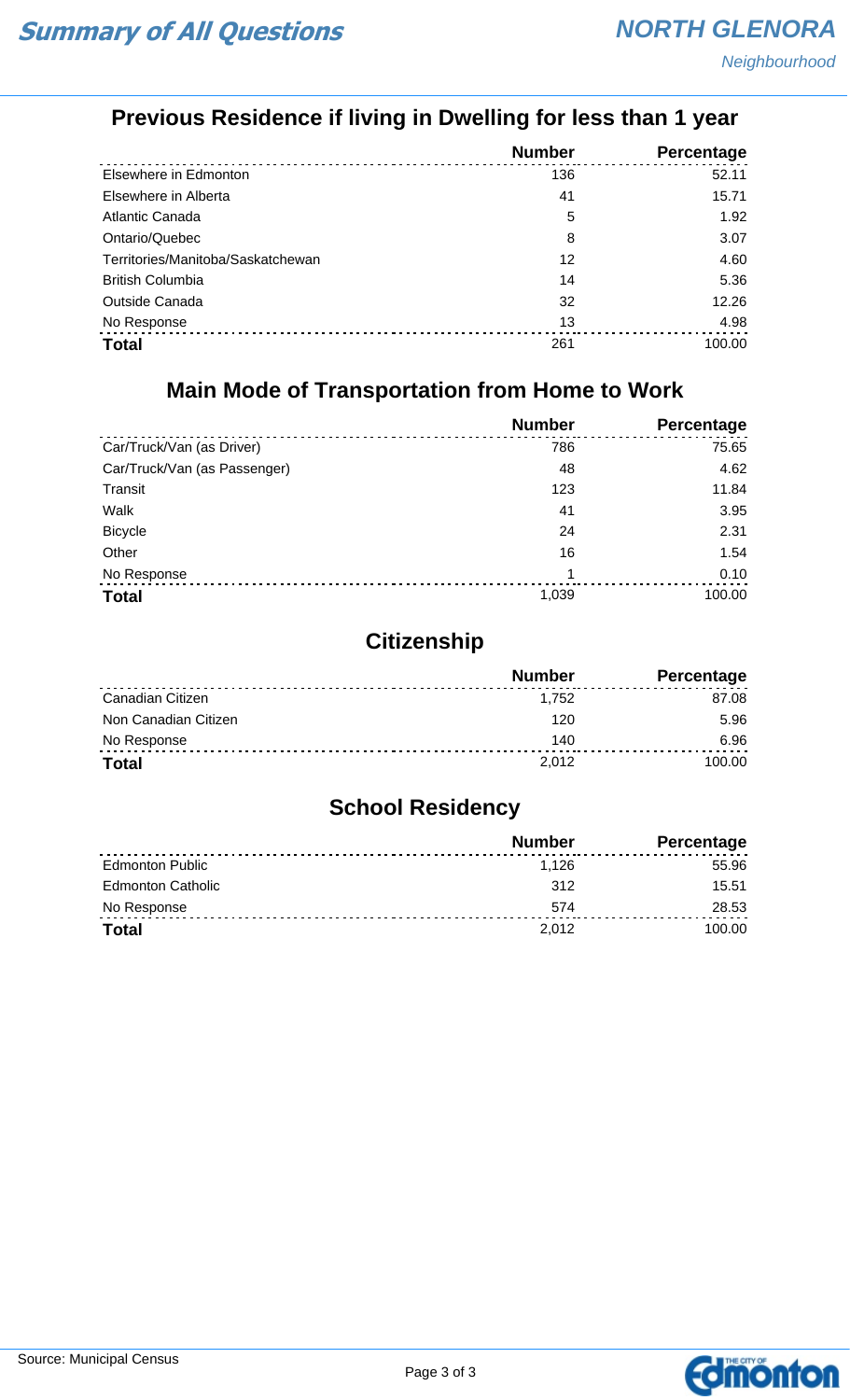# Summary of All Questions

## NORTH GLENORA

*Neighbourhood*

## Previous Residence if living in Dwelling for less than 1 year

| | Number | Percentage |
|---|---|---|
| Elsewhere in Edmonton | 136 | 52.11 |
| Elsewhere in Alberta | 41 | 15.71 |
| Atlantic Canada | 5 | 1.92 |
| Ontario/Quebec | 8 | 3.07 |
| Territories/Manitoba/Saskatchewan | 12 | 4.60 |
| British Columbia | 14 | 5.36 |
| Outside Canada | 32 | 12.26 |
| No Response | 13 | 4.98 |
| **Total** | 261 | 100.00 |

## Main Mode of Transportation from Home to Work

| | Number | Percentage |
|---|---|---|
| Car/Truck/Van (as Driver) | 786 | 75.65 |
| Car/Truck/Van (as Passenger) | 48 | 4.62 |
| Transit | 123 | 11.84 |
| Walk | 41 | 3.95 |
| Bicycle | 24 | 2.31 |
| Other | 16 | 1.54 |
| No Response | 1 | 0.10 |
| **Total** | 1,039 | 100.00 |

## Citizenship

| | Number | Percentage |
|---|---|---|
| Canadian Citizen | 1,752 | 87.08 |
| Non Canadian Citizen | 120 | 5.96 |
| No Response | 140 | 6.96 |
| **Total** | 2,012 | 100.00 |

## School Residency

| | Number | Percentage |
|---|---|---|
| Edmonton Public | 1,126 | 55.96 |
| Edmonton Catholic | 312 | 15.51 |
| No Response | 574 | 28.53 |
| **Total** | 2,012 | 100.00 |

Source: Municipal Census